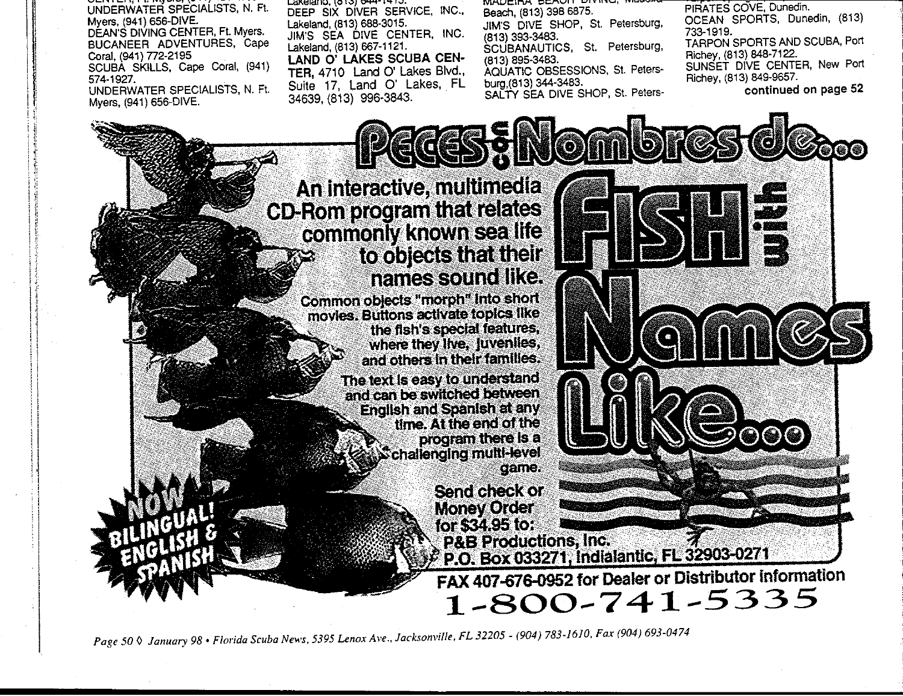CENTER, Ft. Myers, (941) ...

UNDERWATER SPECIALISTS, N. Ft. Myers, (941) 656-DIVE.

DEAN'S DIVING CENTER, Ft. Myers.

BUCANEER ADVENTURES, Cape Coral, (941) 772-2195

SCUBA SKILLS, Cape Coral, (941) 574-1927.

UNDERWATER SPECIALISTS, N. Ft. Myers, (941) 656-DIVE.

Lakeland, (813) 644-1415.

DEEP SIX DIVER SERVICE, INC., Lakeland, (813) 688-3015.

JIM'S SEA DIVE CENTER, INC. Lakeland, (813) 667-1121.

**LAND O' LAKES SCUBA CENTER,** 4710 Land O' Lakes Blvd., Suite 17, Land O' Lakes, FL 34639, (813) 996-3843.

MADEIRA BEACH DIVING, Madeira Beach, (813) 398 6875.

JIM'S DIVE SHOP, St. Petersburg, (813) 393-3483.

SCUBANAUTICS, St. Petersburg, (813) 895-3483.

AQUATIC OBSESSIONS, St. Petersburg,(813) 344-3483.

SALTY SEA DIVE SHOP, St. Peters-

PIRATES COVE, Dunedin.

OCEAN SPORTS, Dunedin, (813) 733-1919.

TARPON SPORTS AND SCUBA, Port Richey, (813) 848-7122.

SUNSET DIVE CENTER, New Port Richey, (813) 849-9657.

**continued on page 52**

# Peces con Nombres de...

# FISH with Names Like...

**An interactive, multimedia CD-Rom program that relates commonly known sea life to objects that their names sound like.**

**Common objects "morph" into short movies. Buttons activate topics like the fish's special features, where they live, juveniles, and others in their families.**

**The text is easy to understand and can be switched between English and Spanish at any time. At the end of the program there is a challenging multi-level game.**

**NOW BILINGUAL! ENGLISH & SPANISH**

**Send check or Money Order for $34.95 to:**
**P&B Productions, Inc.**
**P.O. Box 033271, Indialantic, FL 32903-0271**

**FAX 407-676-0952 for Dealer or Distributor information**

**1-800-741-5335**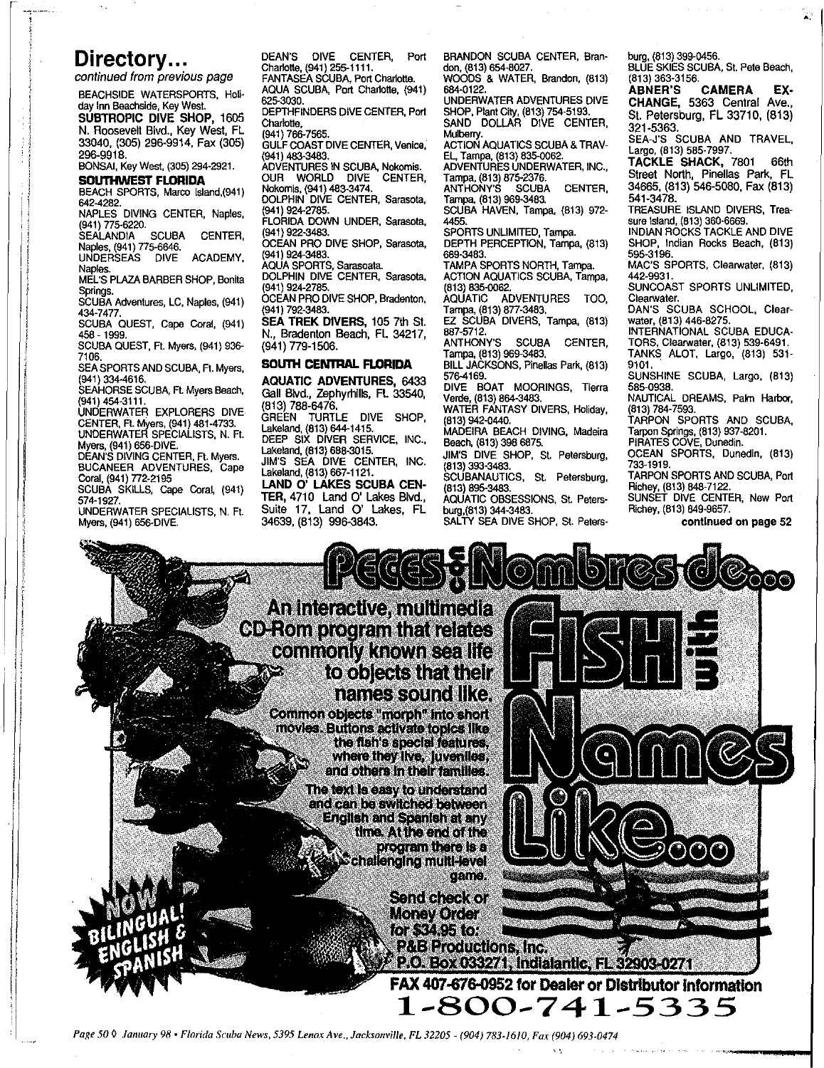# Directory...

*continued from previous page*

BEACHSIDE WATERSPORTS, Holiday Inn Beachside, Key West.

**SUBTROPIC DIVE SHOP,** 1605 N. Roosevelt Blvd., Key West, FL 33040, (305) 296-9914, Fax (305) 296-9918.

BONSAI, Key West, (305) 294-2921.

## SOUTHWEST FLORIDA

BEACH SPORTS, Marco Island,(941) 642-4282.

NAPLES DIVING CENTER, Naples, (941) 775-6220.

SEALANDIA SCUBA CENTER, Naples, (941) 775-6646.

UNDERSEAS DIVE ACADEMY, Naples.

MEL'S PLAZA BARBER SHOP, Bonita Springs.

SCUBA Adventures, LC, Naples, (941) 434-7477.

SCUBA QUEST, Cape Coral, (941) 458 - 1999.

SCUBA QUEST, Ft. Myers, (941) 936-7106.

SEA SPORTS AND SCUBA, Ft. Myers, (941) 334-4616.

SEAHORSE SCUBA, Ft. Myers Beach, (941) 454-3111.

UNDERWATER EXPLORERS DIVE CENTER, Ft. Myers, (941) 481-4733.

UNDERWATER SPECIALISTS, N. Ft. Myers, (941) 656-DIVE.

DEAN'S DIVING CENTER, Ft. Myers.

BUCANEER ADVENTURES, Cape Coral, (941) 772-2195

SCUBA SKILLS, Cape Coral, (941) 574-1927.

UNDERWATER SPECIALISTS, N. Ft. Myers, (941) 656-DIVE.

DEAN'S DIVE CENTER, Port Charlotte, (941) 255-1111.

FANTASEA SCUBA, Port Charlotte.

AQUA SCUBA, Port Charlotte, (941) 625-3030.

DEPTHFINDERS DIVE CENTER, Port Charlotte, (941) 766-7565.

GULF COAST DIVE CENTER, Venice, (941) 483-3483.

ADVENTURES IN SCUBA, Nokomis.

OUR WORLD DIVE CENTER, Nokomis, (941) 483-3474.

DOLPHIN DIVE CENTER, Sarasota, (941) 924-2785.

FLORIDA DOWN UNDER, Sarasota, (941) 922-3483.

OCEAN PRO DIVE SHOP, Sarasota, (941) 924-3483.

AQUA SPORTS, Sarasota.

DOLPHIN DIVE CENTER, Sarasota, (941) 924-2785.

OCEAN PRO DIVE SHOP, Bradenton, (941) 792-3483.

**SEA TREK DIVERS,** 105 7th St. N., Bradenton Beach, FL 34217, (941) 779-1506.

## SOUTH CENTRAL FLORIDA

**AQUATIC ADVENTURES,** 6433 Gall Blvd., Zephyrhills, FL 33540, (813) 788-6476.

GREEN TURTLE DIVE SHOP, Lakeland, (813) 644-1415.

DEEP SIX DIVER SERVICE, INC., Lakeland, (813) 688-3015.

JIM'S SEA DIVE CENTER, INC. Lakeland, (813) 667-1121.

**LAND O' LAKES SCUBA CENTER,** 4710 Land O' Lakes Blvd., Suite 17, Land O' Lakes, FL 34639, (813) 996-3843.

BRANDON SCUBA CENTER, Brandon, (813) 654-8027.

WOODS & WATER, Brandon, (813) 684-0122.

UNDERWATER ADVENTURES DIVE SHOP, Plant City, (813) 754-5193.

SAND DOLLAR DIVE CENTER, Mulberry.

ACTION AQUATICS SCUBA & TRAVEL, Tampa, (813) 835-0062.

ADVENTURES UNDERWATER, INC., Tampa, (813) 875-2376.

ANTHONY'S SCUBA CENTER, Tampa, (813) 969-3483.

SCUBA HAVEN, Tampa, (813) 972-4455.

SPORTS UNLIMITED, Tampa.

DEPTH PERCEPTION, Tampa, (813) 689-3483.

TAMPA SPORTS NORTH, Tampa.

ACTION AQUATICS SCUBA, Tampa, (813) 835-0062.

AQUATIC ADVENTURES TOO, Tampa, (813) 877-3483.

EZ SCUBA DIVERS, Tampa, (813) 887-5712.

ANTHONY'S SCUBA CENTER, Tampa, (813) 969-3483.

BILL JACKSONS, Pinellas Park, (813) 576-4169.

DIVE BOAT MOORINGS, Tierra Verde, (813) 864-3483.

WATER FANTASY DIVERS, Holiday, (813) 942-0440.

MADEIRA BEACH DIVING, Madeira Beach, (813) 398 6875.

JIM'S DIVE SHOP, St. Petersburg, (813) 393-3483.

SCUBANAUTICS, St. Petersburg, (813) 895-3483.

AQUATIC OBSESSIONS, St. Petersburg,(813) 344-3483.

SALTY SEA DIVE SHOP, St. Petersburg, (813) 399-0456.

BLUE SKIES SCUBA, St. Pete Beach, (813) 363-3156.

**ABNER'S CAMERA EXCHANGE,** 5363 Central Ave., St. Petersburg, FL 33710, (813) 321-5363.

SEA-J'S SCUBA AND TRAVEL, Largo, (813) 585-7997.

**TACKLE SHACK,** 7801 66th Street North, Pinellas Park, FL 34665, (813) 546-5080, Fax (813) 541-3478.

TREASURE ISLAND DIVERS, Treasure Island, (813) 360-6669.

INDIAN ROCKS TACKLE AND DIVE SHOP, Indian Rocks Beach, (813) 595-3196.

MAC'S SPORTS, Clearwater, (813) 442-9931.

SUNCOAST SPORTS UNLIMITED, Clearwater.

DAN'S SCUBA SCHOOL, Clearwater, (813) 446-8275.

INTERNATIONAL SCUBA EDUCATORS, Clearwater, (813) 539-6491.

TANKS ALOT, Largo, (813) 531-9101.

SUNSHINE SCUBA, Largo, (813) 585-0938.

NAUTICAL DREAMS, Palm Harbor, (813) 784-7593.

TARPON SPORTS AND SCUBA, Tarpon Springs, (813) 937-8201.

PIRATES COVE, Dunedin.

OCEAN SPORTS, Dunedin, (813) 733-1919.

TARPON SPORTS AND SCUBA, Port Richey, (813) 848-7122.

SUNSET DIVE CENTER, New Port Richey, (813) 849-9657.

**continued on page 52**

---

# Peces con Nombres de... FISH with Names Like...

An interactive, multimedia CD-Rom program that relates commonly known sea life to objects that their names sound like.

Common objects "morph" into short movies. Buttons activate topics like the fish's special features, where they live, juveniles, and others in their families.

The text is easy to understand and can be switched between English and Spanish at any time. At the end of the program there is a challenging multi-level game.

NOW BILINGUAL! ENGLISH & SPANISH

Send check or Money Order for $34.95 to:
P&B Productions, Inc.
P.O. Box 033271, Indialantic, FL 32903-0271

**FAX 407-676-0952 for Dealer or Distributor Information**

**1-800-741-5335**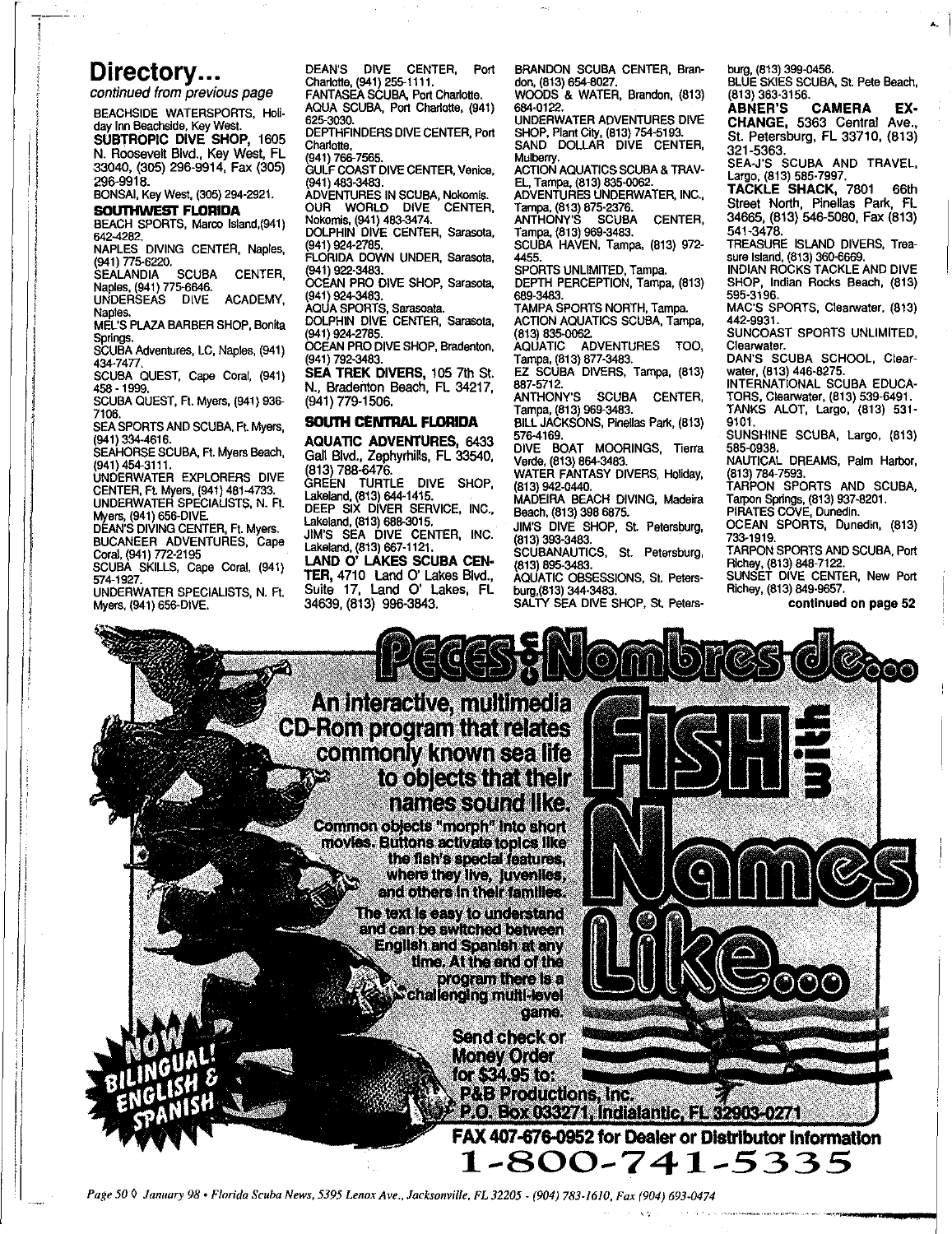# Directory...

*continued from previous page*

BEACHSIDE WATERSPORTS, Holiday Inn Beachside, Key West.

**SUBTROPIC DIVE SHOP,** 1605 N. Roosevelt Blvd., Key West, FL 33040, (305) 296-9914, Fax (305) 296-9918.

BONSAI, Key West, (305) 294-2921.

## SOUTHWEST FLORIDA

BEACH SPORTS, Marco Island,(941) 642-4282.

NAPLES DIVING CENTER, Naples, (941) 775-6220.

SEALANDIA SCUBA CENTER, Naples, (941) 775-6646.

UNDERSEAS DIVE ACADEMY, Naples.

MEL'S PLAZA BARBER SHOP, Bonita Springs.

SCUBA Adventures, LC, Naples, (941) 434-7477.

SCUBA QUEST, Cape Coral, (941) 458 - 1999.

SCUBA QUEST, Ft. Myers, (941) 936-7106.

SEA SPORTS AND SCUBA, Ft. Myers, (941) 334-4616.

SEAHORSE SCUBA, Ft. Myers Beach, (941) 454-3111.

UNDERWATER EXPLORERS DIVE CENTER, Ft. Myers, (941) 481-4733.

UNDERWATER SPECIALISTS, N. Ft. Myers, (941) 656-DIVE.

DEAN'S DIVING CENTER, Ft. Myers.

BUCANEER ADVENTURES, Cape Coral, (941) 772-2195

SCUBA SKILLS, Cape Coral, (941) 574-1927.

UNDERWATER SPECIALISTS, N. Ft. Myers, (941) 656-DIVE.

DEAN'S DIVE CENTER, Port Charlotte, (941) 255-1111.

FANTASEA SCUBA, Port Charlotte.

AQUA SCUBA, Port Charlotte, (941) 625-3030.

DEPTHFINDERS DIVE CENTER, Port Charlotte, (941) 766-7565.

GULF COAST DIVE CENTER, Venice, (941) 483-3483.

ADVENTURES IN SCUBA, Nokomis.

OUR WORLD DIVE CENTER, Nokomis, (941) 483-3474.

DOLPHIN DIVE CENTER, Sarasota, (941) 924-2785.

FLORIDA DOWN UNDER, Sarasota, (941) 922-3483.

OCEAN PRO DIVE SHOP, Sarasota, (941) 924-3483.

AQUA SPORTS, Sarasoata.

DOLPHIN DIVE CENTER, Sarasota, (941) 924-2785.

OCEAN PRO DIVE SHOP, Bradenton, (941) 792-3483.

**SEA TREK DIVERS,** 105 7th St. N., Bradenton Beach, FL 34217, (941) 779-1506.

## SOUTH CENTRAL FLORIDA

**AQUATIC ADVENTURES,** 6433 Gall Blvd., Zephyrhills, FL 33540, (813) 788-6476.

GREEN TURTLE DIVE SHOP, Lakeland, (813) 644-1415.

DEEP SIX DIVER SERVICE, INC., Lakeland, (813) 688-3015.

JIM'S SEA DIVE CENTER, INC. Lakeland, (813) 667-1121.

**LAND O' LAKES SCUBA CENTER,** 4710 Land O' Lakes Blvd., Suite 17, Land O' Lakes, FL 34639, (813) 996-3843.

BRANDON SCUBA CENTER, Brandon, (813) 654-8027.

WOODS & WATER, Brandon, (813) 684-0122.

UNDERWATER ADVENTURES DIVE SHOP, Plant City, (813) 754-5193.

SAND DOLLAR DIVE CENTER, Mulberry.

ACTION AQUATICS SCUBA & TRAVEL, Tampa, (813) 835-0062.

ADVENTURES UNDERWATER, INC., Tampa, (813) 875-2376.

ANTHONY'S SCUBA CENTER, Tampa, (813) 969-3483.

SCUBA HAVEN, Tampa, (813) 972-4455.

SPORTS UNLIMITED, Tampa.

DEPTH PERCEPTION, Tampa, (813) 689-3483.

TAMPA SPORTS NORTH, Tampa.

ACTION AQUATICS SCUBA, Tampa, (813) 835-0062.

AQUATIC ADVENTURES TOO, Tampa, (813) 877-3483.

EZ SCUBA DIVERS, Tampa, (813) 887-5712.

ANTHONY'S SCUBA CENTER, Tampa, (813) 969-3483.

BILL JACKSONS, Pinellas Park, (813) 576-4169.

DIVE BOAT MOORINGS, Tierra Verde, (813) 864-3483.

WATER FANTASY DIVERS, Holiday, (813) 942-0440.

MADEIRA BEACH DIVING, Madeira Beach, (813) 398 6875.

JIM'S DIVE SHOP, St. Petersburg, (813) 393-3483.

SCUBANAUTICS, St. Petersburg, (813) 895-3483.

AQUATIC OBSESSIONS, St. Petersburg,(813) 344-3483.

SALTY SEA DIVE SHOP, St. Petersburg, (813) 399-0456.

BLUE SKIES SCUBA, St. Pete Beach, (813) 363-3156.

**ABNER'S CAMERA EXCHANGE,** 5363 Central Ave., St. Petersburg, FL 33710, (813) 321-5363.

SEA-J'S SCUBA AND TRAVEL, Largo, (813) 585-7997.

**TACKLE SHACK,** 7801 66th Street North, Pinellas Park, FL 34665, (813) 546-5080, Fax (813) 541-3478.

TREASURE ISLAND DIVERS, Treasure Island, (813) 360-6669.

INDIAN ROCKS TACKLE AND DIVE SHOP, Indian Rocks Beach, (813) 595-3196.

MAC'S SPORTS, Clearwater, (813) 442-9931.

SUNCOAST SPORTS UNLIMITED, Clearwater.

DAN'S SCUBA SCHOOL, Clearwater, (813) 446-8275.

INTERNATIONAL SCUBA EDUCATORS, Clearwater, (813) 539-6491.

TANKS ALOT, Largo, (813) 531-9101.

SUNSHINE SCUBA, Largo, (813) 585-0938.

NAUTICAL DREAMS, Palm Harbor, (813) 784-7593.

TARPON SPORTS AND SCUBA, Tarpon Springs, (813) 937-8201.

PIRATES COVE, Dunedin.

OCEAN SPORTS, Dunedin, (813) 733-1919.

TARPON SPORTS AND SCUBA, Port Richey, (813) 848-7122.

SUNSET DIVE CENTER, New Port Richey, (813) 849-9657.

**continued on page 52**

---

**Peces y Nombres de...**

**FISH with Names Like...**

An interactive, multimedia CD-Rom program that relates commonly known sea life to objects that their names sound like.

Common objects "morph" into short movies. Buttons activate topics like the fish's special features, where they live, juveniles, and others in their families.

The text is easy to understand and can be switched between English and Spanish at any time. At the end of the program there is a challenging multi-level game.

NOW BILINGUAL! ENGLISH & SPANISH

Send check or Money Order for $34.95 to:
P&B Productions, Inc.
P.O. Box 033271, Indialantic, FL 32903-0271

**FAX 407-676-0952 for Dealer or Distributor Information**

**1-800-741-5335**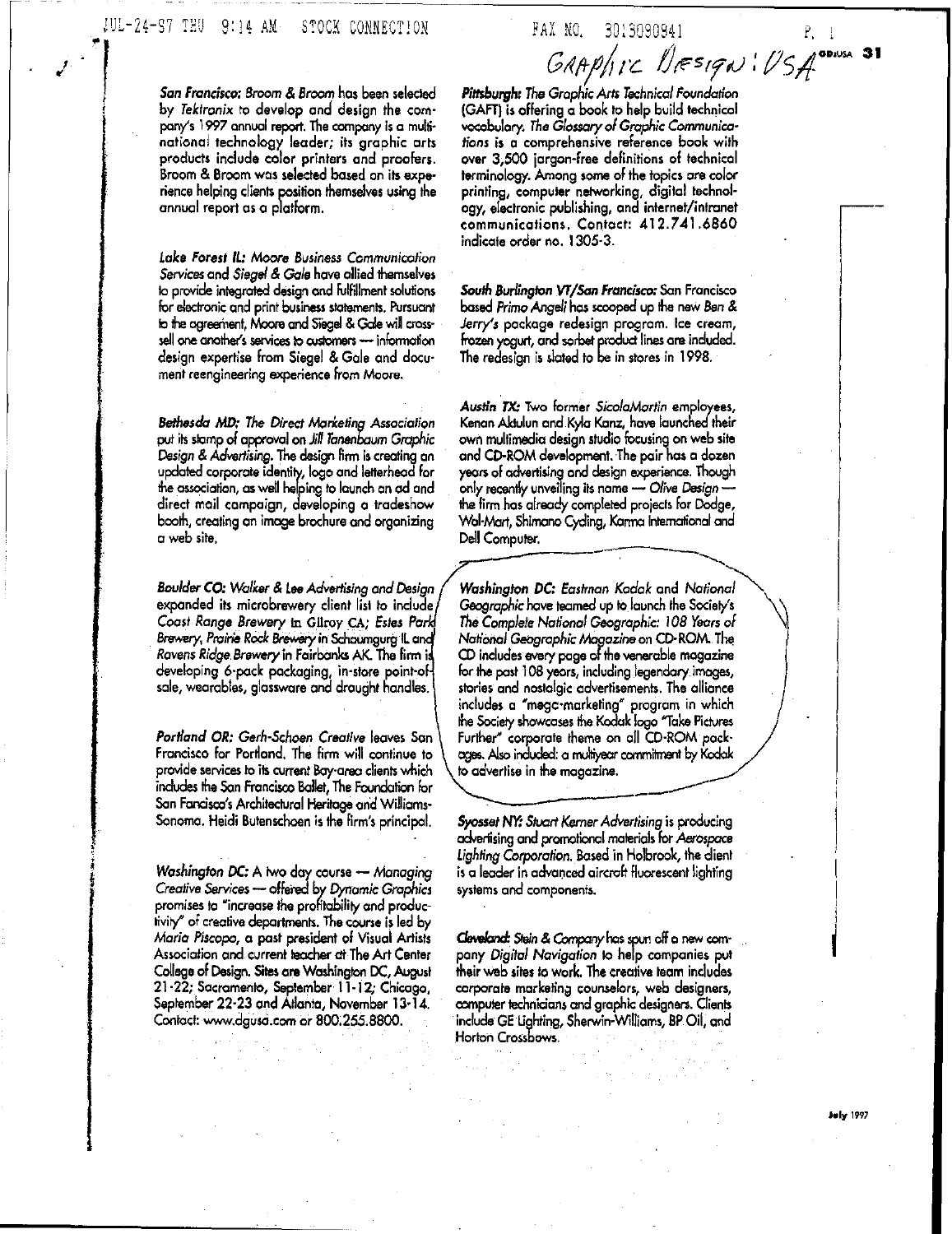*San Francisco:* Broom & Broom has been selected by *Tektronix* to develop and design the company's 1997 annual report. The company is a multinational technology leader; its graphic arts products include color printers and proofers. Broom & Broom was selected based on its experience helping clients position themselves using the annual report as a platform.

*Lake Forest IL: Moore Business Communication Services* and *Siegel & Gale* have allied themselves to provide integrated design and fulfillment solutions for electronic and print business statements. Pursuant to the agreement, Moore and Siegel & Gale will cross-sell one another's services to customers — information design expertise from Siegel & Gale and document reengineering experience from Moore.

*Bethesda MD: The Direct Marketing Association* put its stamp of approval on *Jill Tanenbaum Graphic Design & Advertising*. The design firm is creating an updated corporate identity, logo and letterhead for the association, as well helping to launch an ad and direct mail campaign, developing a tradeshow booth, creating an image brochure and organizing a web site.

*Boulder CO: Walker & Lee Advertising and Design* expanded its microbrewery client list to include *Coast Range Brewery* in Gilroy CA; *Estes Park Brewery, Prairie Rock Brewery* in Schaumgurg IL and *Ravens Ridge Brewery* in Fairbanks AK. The firm is developing 6-pack packaging, in-store point-of-sale, wearables, glassware and draught handles.

*Portland OR: Gerh-Schoen Creative* leaves San Francisco for Portland. The firm will continue to provide services to its current Bay-area clients which includes the San Francisco Ballet, The Foundation for San Fancisco's Architectural Heritage and Williams-Sonoma. Heidi Butenschoen is the firm's principal.

*Washington DC:* A two day course — *Managing Creative Services* — offered by *Dynamic Graphics* promises to "increase the profitability and productivity" of creative departments. The course is led by *Maria Piscopo*, a past president of Visual Artists Association and current teacher at The Art Center College of Design. Sites are Washington DC, August 21-22; Sacramento, September 11-12; Chicago, September 22-23 and Atlanta, November 13-14. Contact: www.dgusa.com or 800.255.8800.

*Pittsburgh: The Graphic Arts Technical Foundation* (GAFT) is offering a book to help build technical vocabulary. *The Glossary of Graphic Communications* is a comprehensive reference book with over 3,500 jargon-free definitions of technical terminology. Among some of the topics are color printing, computer networking, digital technology, electronic publishing, and internet/intranet communications. Contact: 412.741.6860 indicate order no. 1305-3.

*South Burlington VT/San Francisco:* San Francisco based *Primo Angeli* has scooped up the new *Ben & Jerry's* package redesign program. Ice cream, frozen yogurt, and sorbet product lines are included. The redesign is slated to be in stores in 1998.

*Austin TX:* Two former *SicolaMartin* employees, Kenan Aktulun and Kyla Kanz, have launched their own multimedia design studio focusing on web site and CD-ROM development. The pair has a dozen years of advertising and design experience. Though only recently unveiling its name — *Olive Design* — the firm has already completed projects for Dodge, Wal-Mart, Shimano Cycling, Karma International and Dell Computer.

*Washington DC: Eastman Kodak* and *National Geographic* have teamed up to launch the Society's *The Complete National Geographic: 108 Years of National Geographic Magazine* on CD-ROM. The CD includes every page of the venerable magazine for the past 108 years, including legendary images, stories and nostalgic advertisements. The alliance includes a "mega-marketing" program in which the Society showcases the Kodak logo "Take Pictures Further" corporate theme on all CD-ROM packages. Also included: a multiyear commitment by Kodak to advertise in the magazine.

*Syosset NY: Stuart Kerner Advertising* is producing advertising and promotional materials for *Aerospace Lighting Corporation*. Based in Holbrook, the client is a leader in advanced aircraft fluorescent lighting systems and components.

*Cleveland: Stein & Company* has spun off a new company *Digital Navigation* to help companies put their web sites to work. The creative team includes corporate marketing counselors, web designers, computer technicians and graphic designers. Clients include GE Lighting, Sherwin-Williams, BP Oil, and Horton Crossbows.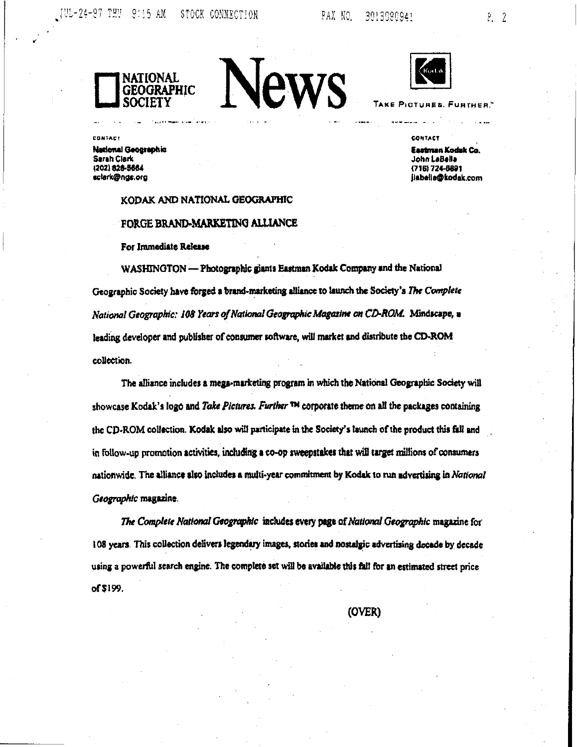NATIONAL GEOGRAPHIC SOCIETY

# News

TAKE PICTURES. FURTHER.™

CONTACT
**National Geographic**
Sarah Clark
(202) 828-5664
sclark@ngs.org

CONTACT
**Eastman Kodak Co.**
John LaBella
(716) 724-5891
jlabella@kodak.com

## KODAK AND NATIONAL GEOGRAPHIC

## FORGE BRAND-MARKETING ALLIANCE

**For Immediate Release**

WASHINGTON — Photographic giants Eastman Kodak Company and the National Geographic Society have forged a brand-marketing alliance to launch the Society's *The Complete National Geographic: 108 Years of National Geographic Magazine on CD-ROM.* Mindscape, a leading developer and publisher of consumer software, will market and distribute the CD-ROM collection.

The alliance includes a mega-marketing program in which the National Geographic Society will showcase Kodak's logo and *Take Pictures. Further* ™ corporate theme on all the packages containing the CD-ROM collection. Kodak also will participate in the Society's launch of the product this fall and in follow-up promotion activities, including a co-op sweepstakes that will target millions of consumers nationwide. The alliance also includes a multi-year commitment by Kodak to run advertising in *National Geographic* magazine.

*The Complete National Geographic* includes every page of *National Geographic* magazine for 108 years. This collection delivers legendary images, stories and nostalgic advertising decade by decade using a powerful search engine. The complete set will be available this fall for an estimated street price of $199.

(OVER)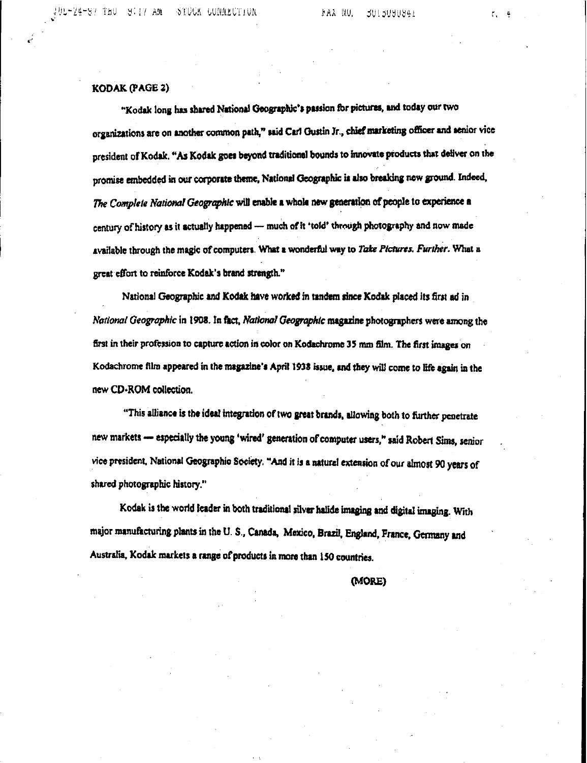KODAK (PAGE 2)

"Kodak long has shared National Geographic's passion for pictures, and today our two organizations are on another common path," said Carl Gustin Jr., chief marketing officer and senior vice president of Kodak. "As Kodak goes beyond traditional bounds to innovate products that deliver on the promise embedded in our corporate theme, National Geographic is also breaking new ground. Indeed, *The Complete National Geographic* will enable a whole new generation of people to experience a century of history as it actually happened — much of it 'told' through photography and now made available through the magic of computers. What a wonderful way to *Take Pictures. Further*. What a great effort to reinforce Kodak's brand strength."

National Geographic and Kodak have worked in tandem since Kodak placed its first ad in *National Geographic* in 1908. In fact, *National Geographic* magazine photographers were among the first in their profession to capture action in color on Kodachrome 35 mm film. The first images on Kodachrome film appeared in the magazine's April 1938 issue, and they will come to life again in the new CD-ROM collection.

"This alliance is the ideal integration of two great brands, allowing both to further penetrate new markets — especially the young 'wired' generation of computer users," said Robert Sims, senior vice president, National Geographic Society. "And it is a natural extension of our almost 90 years of shared photographic history."

Kodak is the world leader in both traditional silver halide imaging and digital imaging. With major manufacturing plants in the U. S., Canada, Mexico, Brazil, England, France, Germany and Australia, Kodak markets a range of products in more than 150 countries.

(MORE)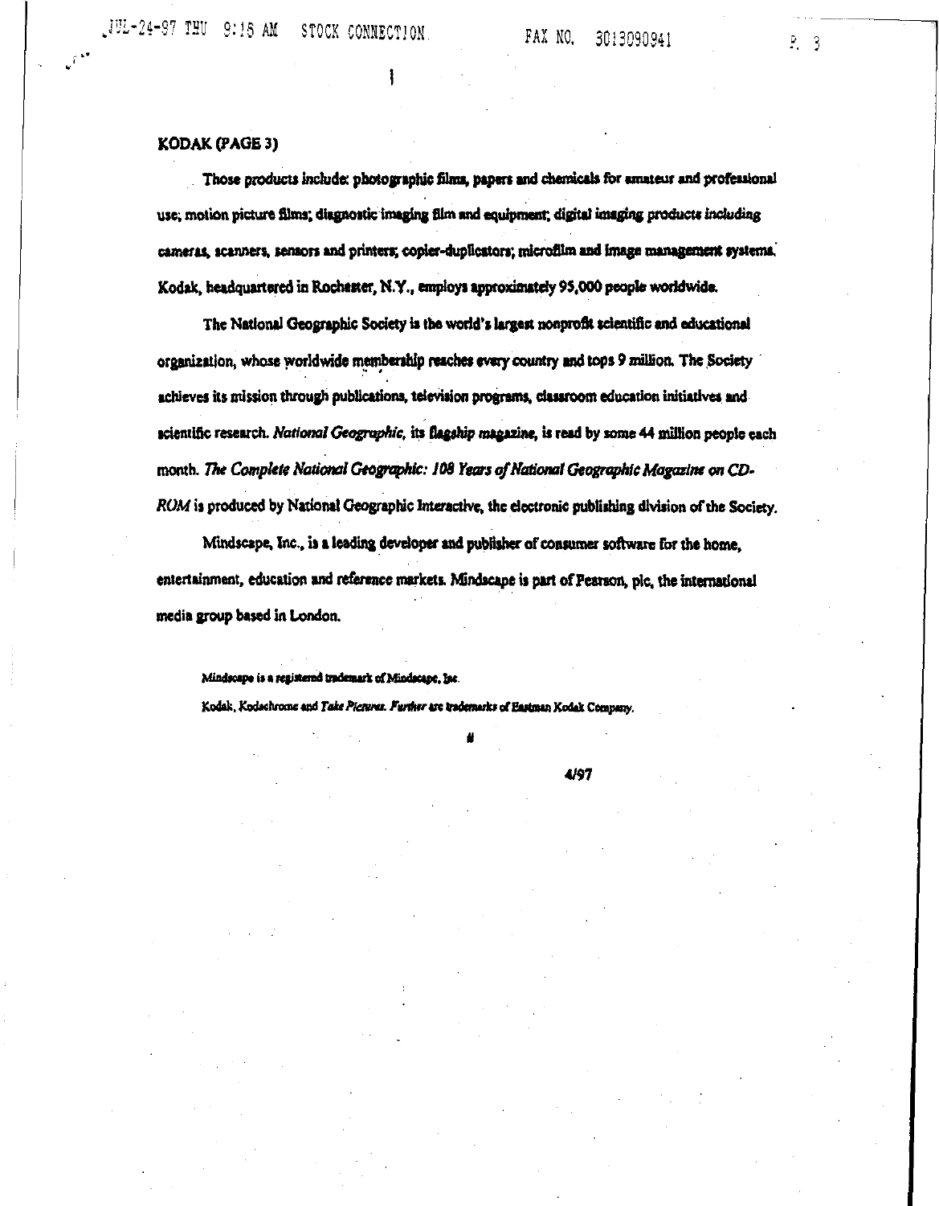KODAK (PAGE 3)

Those products include: photographic films, papers and chemicals for amateur and professional use; motion picture films; diagnostic imaging film and equipment; digital imaging products including cameras, scanners, sensors and printers; copier-duplicators; microfilm and image management systems. Kodak, headquartered in Rochester, N.Y., employs approximately 95,000 people worldwide.

The National Geographic Society is the world's largest nonprofit scientific and educational organization, whose worldwide membership reaches every country and tops 9 million. The Society achieves its mission through publications, television programs, classroom education initiatives and scientific research. *National Geographic*, its flagship magazine, is read by some 44 million people each month. *The Complete National Geographic: 108 Years of National Geographic Magazine on CD-ROM* is produced by National Geographic Interactive, the electronic publishing division of the Society.

Mindscape, Inc., is a leading developer and publisher of consumer software for the home, entertainment, education and reference markets. Mindscape is part of Pearson, plc, the international media group based in London.

Mindscape is a registered trademark of Mindscape, Inc.

Kodak, Kodachrome and *Take Pictures. Further* are trademarks of Eastman Kodak Company.

#

4/97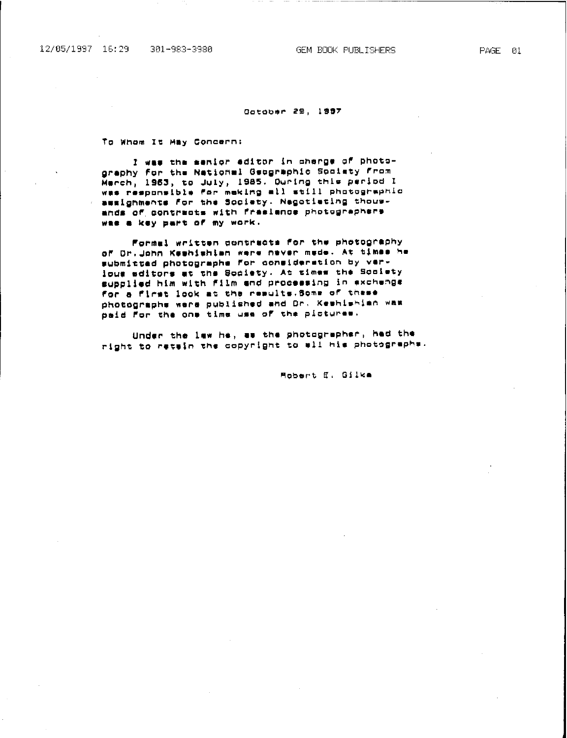October 29, 1997

To Whom It May Concern:

I was the senior editor in charge of photography for the National Geographic Society from March, 1963, to July, 1985. During this period I was responsible for making all still photographic assignments for the Society. Negotiating thousands of contracts with freelance photographers was a key part of my work.

Formal written contracts for the photography of Dr. John Keshishian were never made. At times he submitted photographs for consideration by various editors at the Society. At times the Society supplied him with film and processing in exchange for a first look at the results. Some of these photographs were published and Dr. Keshishian was paid for the one time use of the pictures.

Under the law he, as the photographer, had the right to retain the copyright to all his photographs.

Robert E. Gilka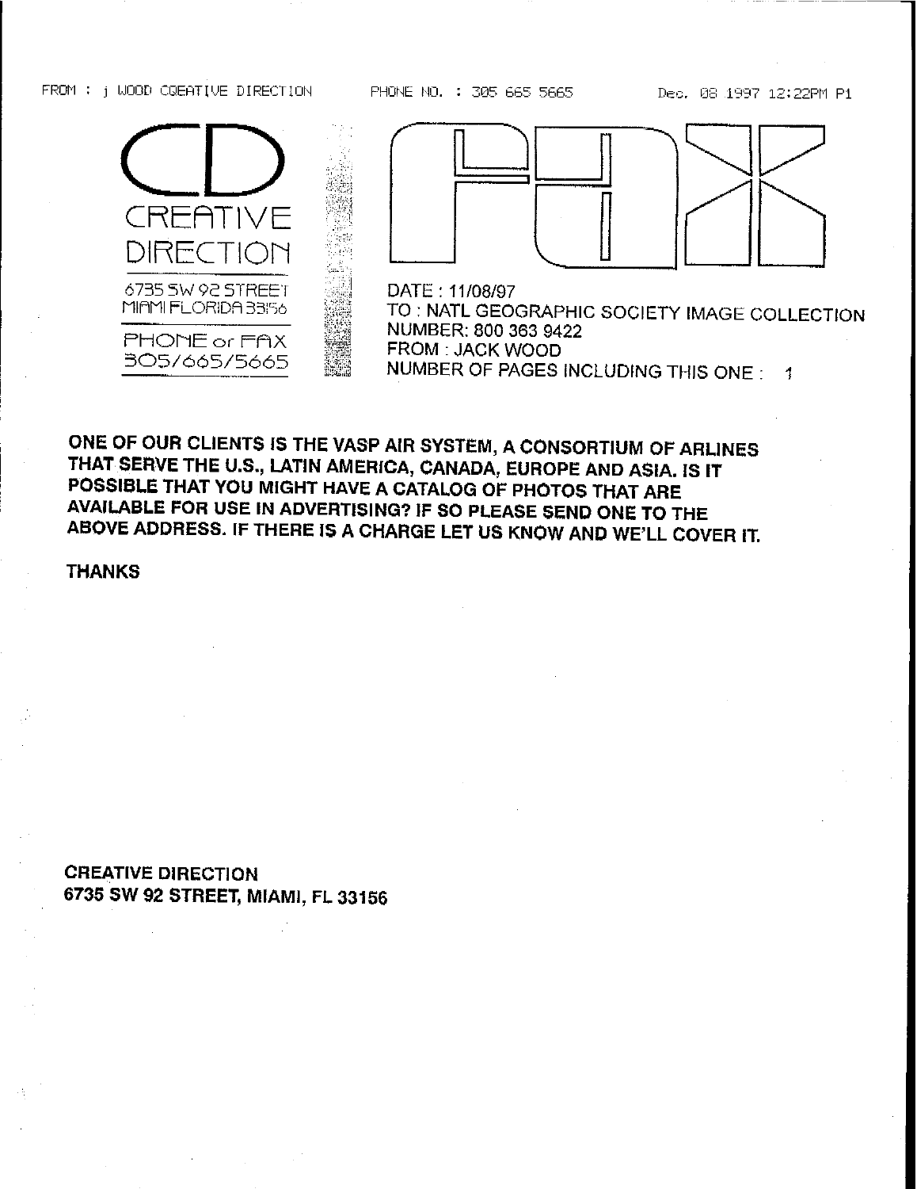FROM : j WOOD COEATIVE DIRECTION PHONE NO. : 305 665 5665 Dec. 08 1997 12:22PM P1

# CD

CREATIVE DIRECTION

6735 SW 92 STREET
MIAMI FLORIDA 33156

PHONE or FAX
305/665/5665

# FAX

DATE : 11/08/97
TO : NATL GEOGRAPHIC SOCIETY IMAGE COLLECTION
NUMBER: 800 363 9422
FROM : JACK WOOD
NUMBER OF PAGES INCLUDING THIS ONE : 1

**ONE OF OUR CLIENTS IS THE VASP AIR SYSTEM, A CONSORTIUM OF ARLINES THAT SERVE THE U.S., LATIN AMERICA, CANADA, EUROPE AND ASIA. IS IT POSSIBLE THAT YOU MIGHT HAVE A CATALOG OF PHOTOS THAT ARE AVAILABLE FOR USE IN ADVERTISING? IF SO PLEASE SEND ONE TO THE ABOVE ADDRESS. IF THERE IS A CHARGE LET US KNOW AND WE'LL COVER IT.**

**THANKS**

**CREATIVE DIRECTION**
**6735 SW 92 STREET, MIAMI, FL 33156**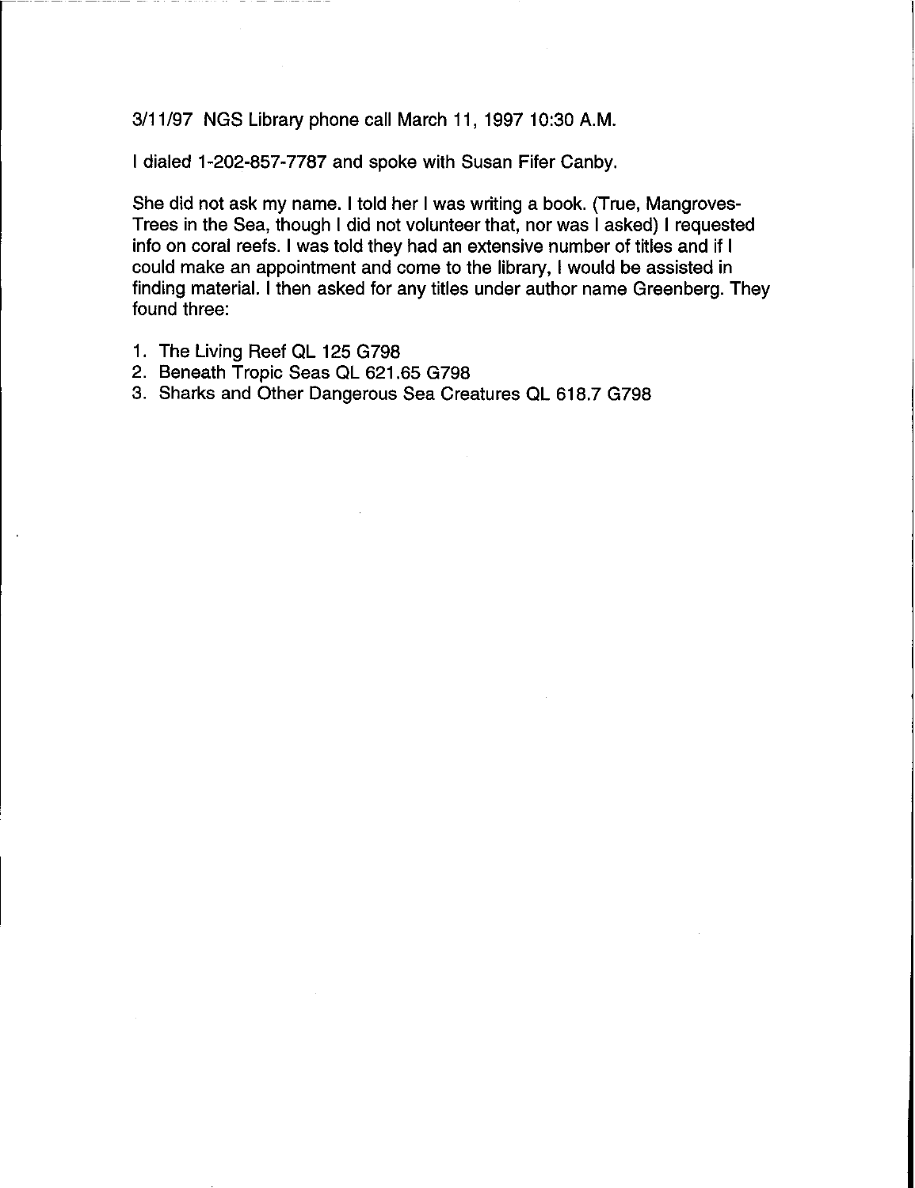3/11/97 NGS Library phone call March 11, 1997 10:30 A.M.

I dialed 1-202-857-7787 and spoke with Susan Fifer Canby.

She did not ask my name. I told her I was writing a book. (True, Mangroves-Trees in the Sea, though I did not volunteer that, nor was I asked) I requested info on coral reefs. I was told they had an extensive number of titles and if I could make an appointment and come to the library, I would be assisted in finding material. I then asked for any titles under author name Greenberg. They found three:

1. The Living Reef QL 125 G798
2. Beneath Tropic Seas QL 621.65 G798
3. Sharks and Other Dangerous Sea Creatures QL 618.7 G798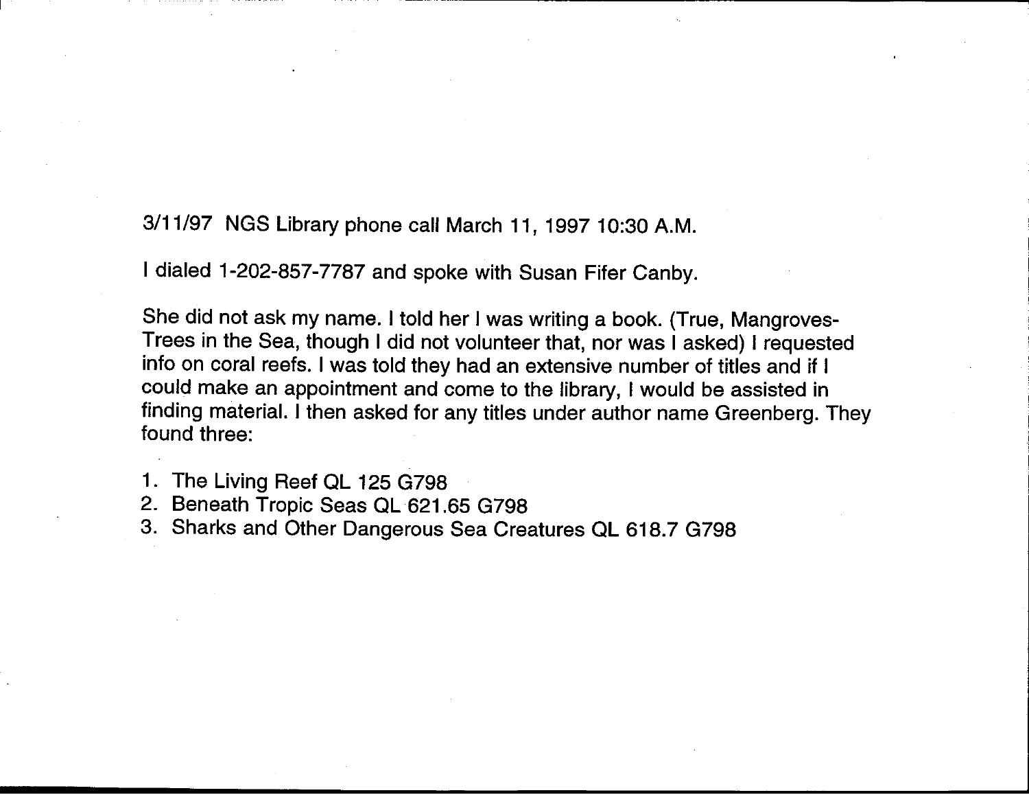3/11/97 NGS Library phone call March 11, 1997 10:30 A.M.

I dialed 1-202-857-7787 and spoke with Susan Fifer Canby.

She did not ask my name. I told her I was writing a book. (True, Mangroves-Trees in the Sea, though I did not volunteer that, nor was I asked) I requested info on coral reefs. I was told they had an extensive number of titles and if I could make an appointment and come to the library, I would be assisted in finding material. I then asked for any titles under author name Greenberg. They found three:

1. The Living Reef QL 125 G798
2. Beneath Tropic Seas QL 621.65 G798
3. Sharks and Other Dangerous Sea Creatures QL 618.7 G798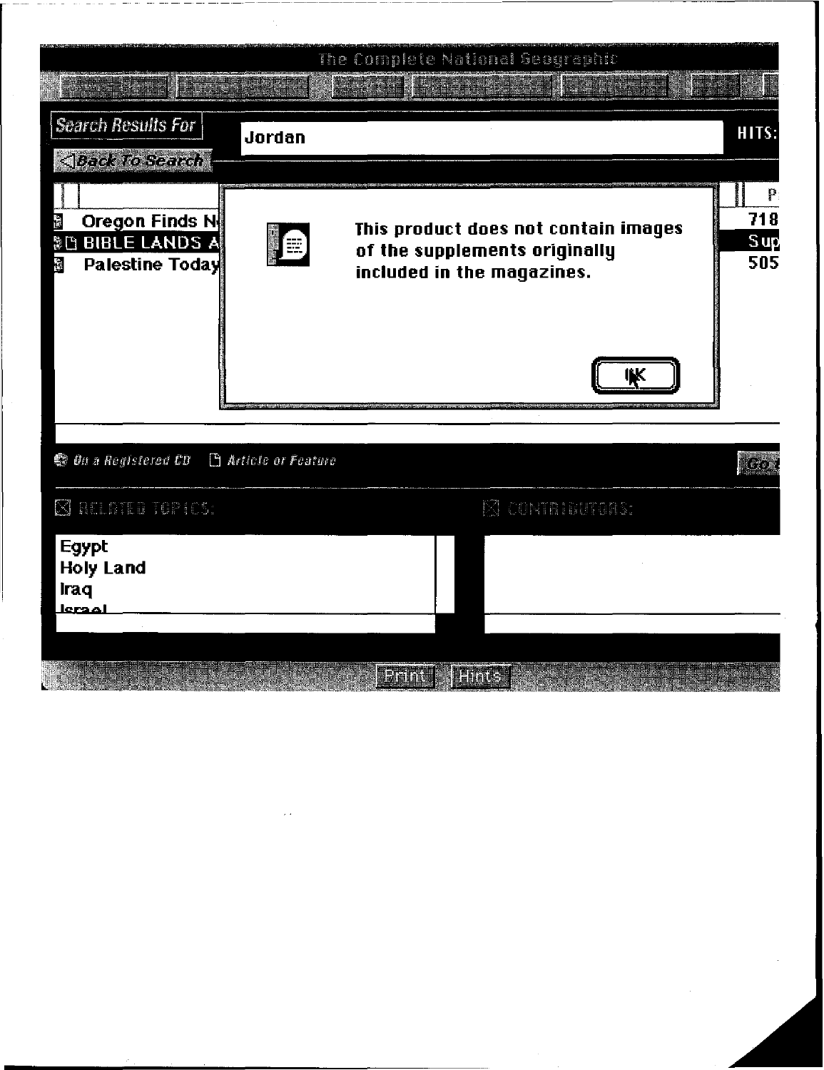The Complete National Geographic

Search Results For

Jordan

HITS:

Back To Search

Oregon Finds N

BIBLE LANDS A

Palestine Today

718

Sup

505

This product does not contain images of the supplements originally included in the magazines.

OK

On a Registered CD    Article or Feature

RELATED TOPICS:

CONTRIBUTORS:

Egypt
Holy Land
Iraq
Israel

Print    Hints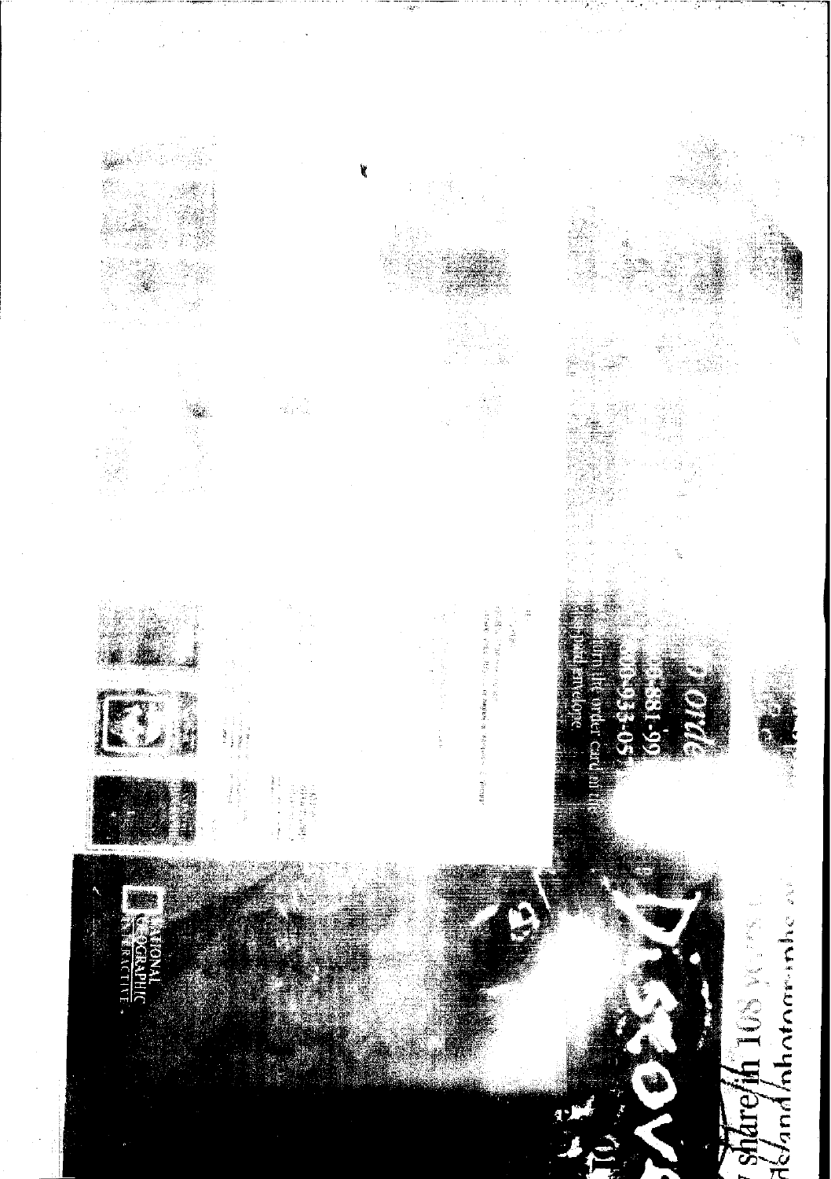NATIONAL GEOGRAPHIC INTERACTIVE

order

...881-99

...933-05

...turn the order card in the ...paid envelope

Discov...

share in 108 ye...

...ds and photographs...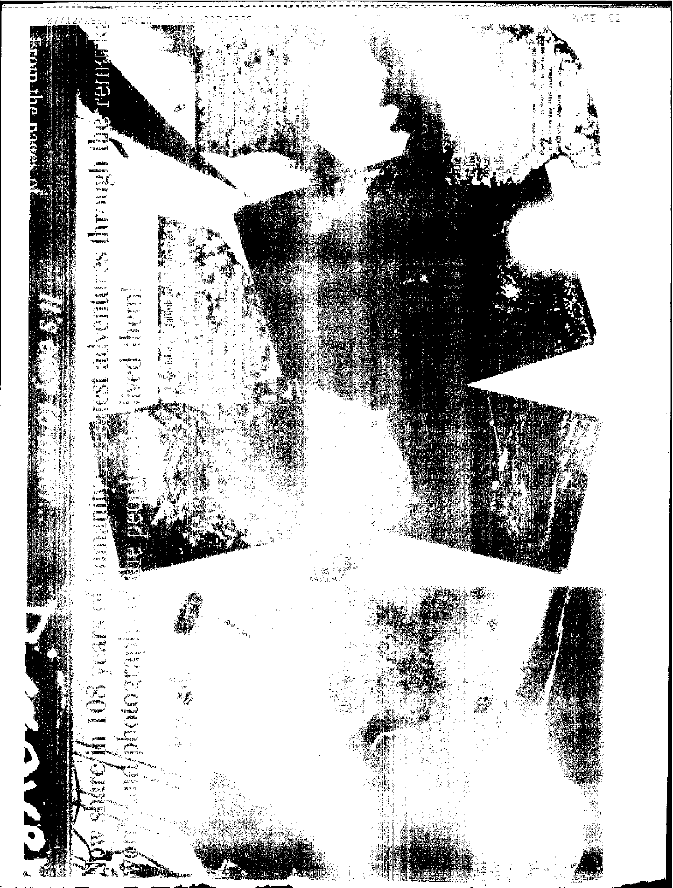Now share in 108 years of humani... ...atest adventures through the remar...
words and photographs of the people who lived them

From the pages of

*It's ...*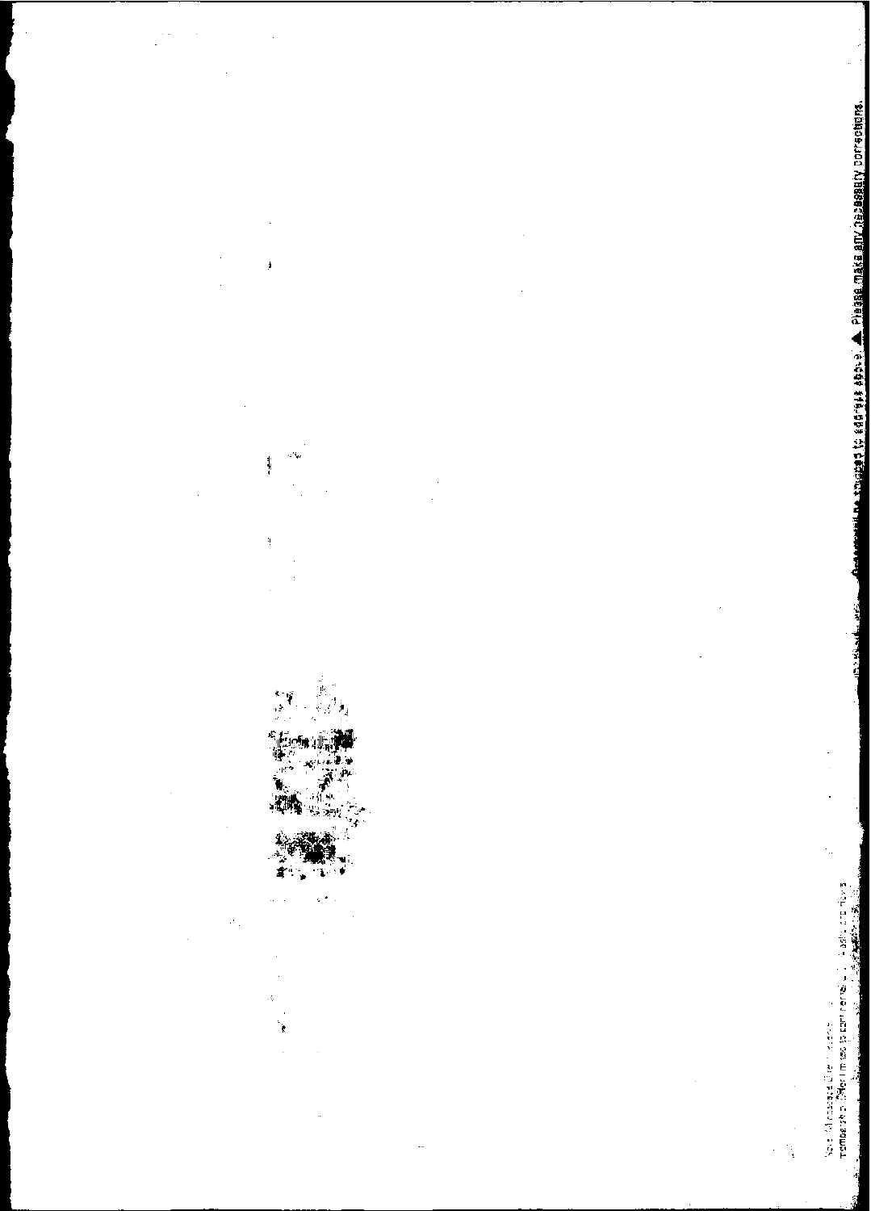▲ Please make any necessary corrections.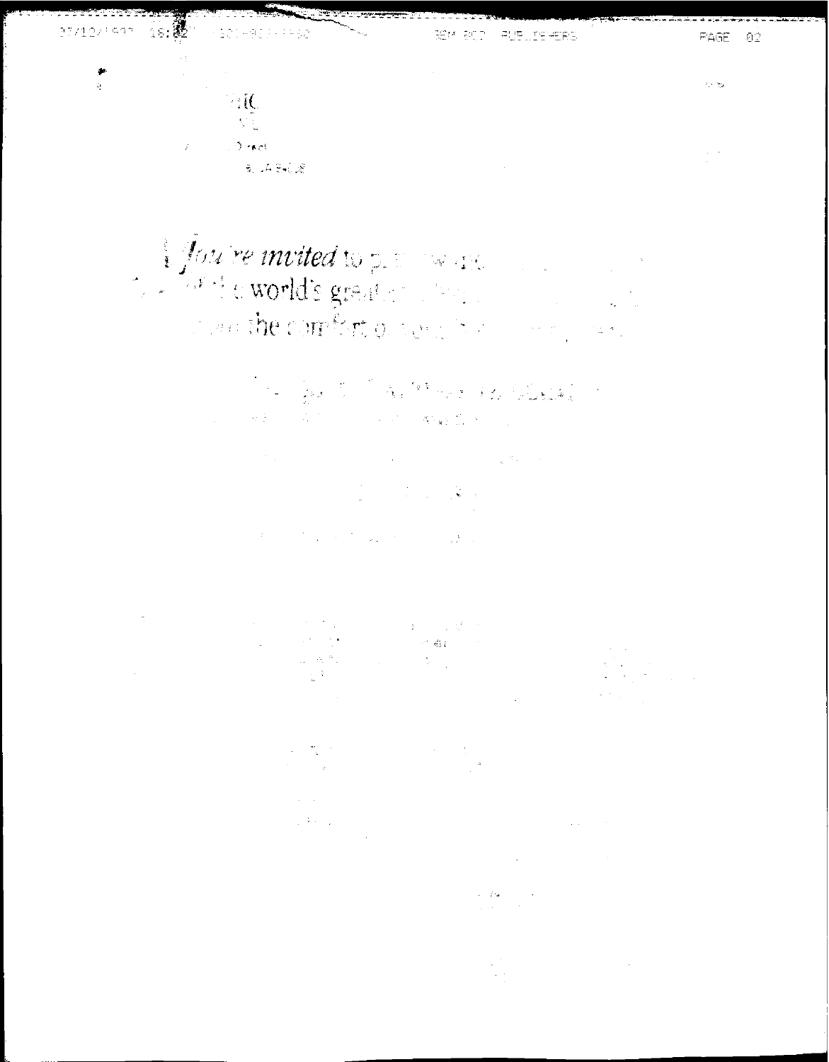*You're invited* to ...

... world's great ...

... the comfort o...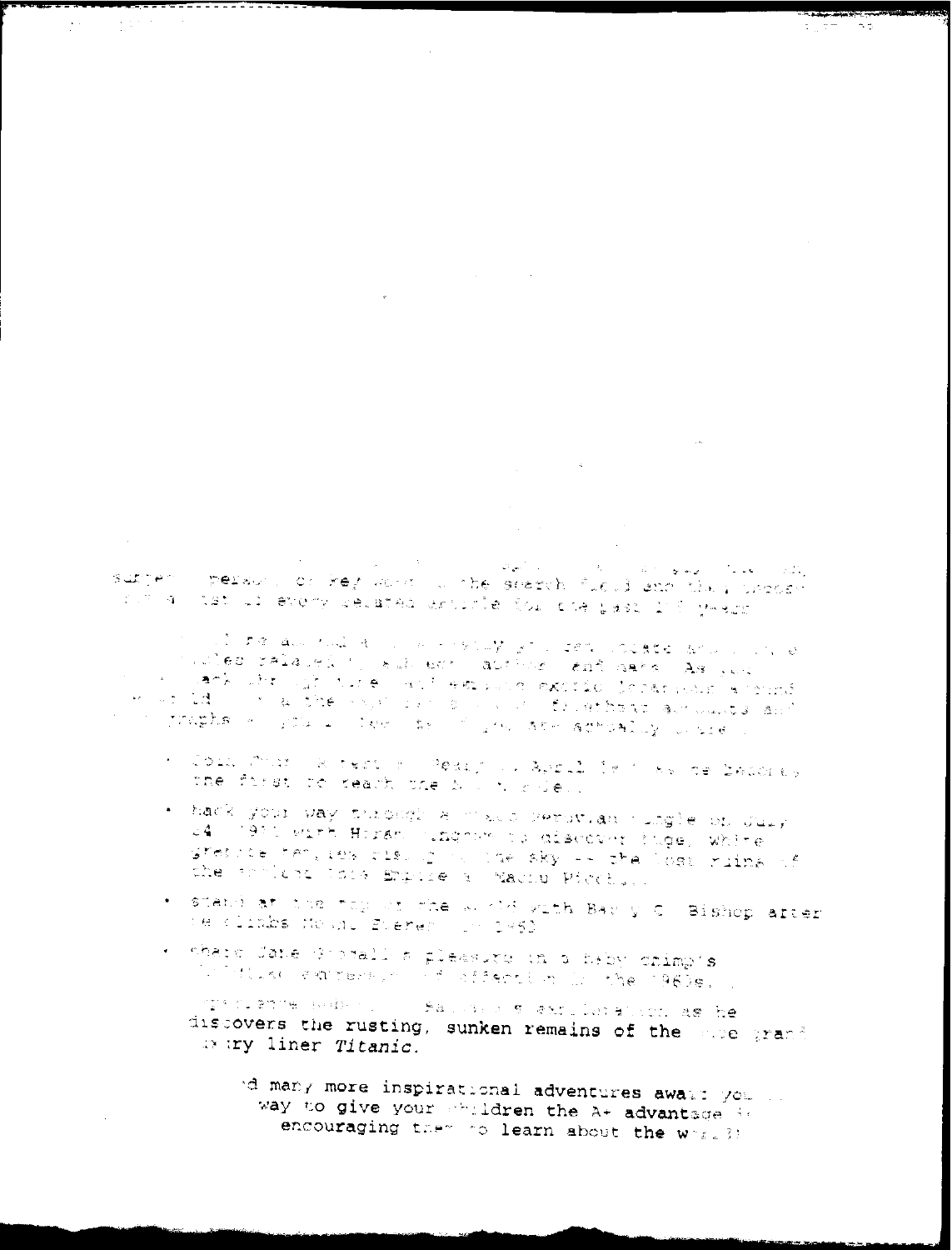surgeon ... personal ... key word ... the search field and the ... list of every related article for the past ... years

- Join ... Peary ... April ... the first to reach the North Pole...
- hack your way through a ... Peruvian jungle on July 24, 1911 with Hiram Bingham to discover huge, white granite temples rising ... the sky -- the lost ruins of the ancient Inca Empire at Machu Picchu...
- stand at the top of the world with Barry C. Bishop after he climbs Mount Everest in 1963
- share Jane Goodall's pleasure in a baby chimp's ... of affection in the 1960s...
- ... Ballard's exploration as he discovers the rusting, sunken remains of the once grand luxury liner *Titanic*.

...d many more inspirational adventures await you ... way to give your children the A+ advantage ... encouraging them to learn about the world!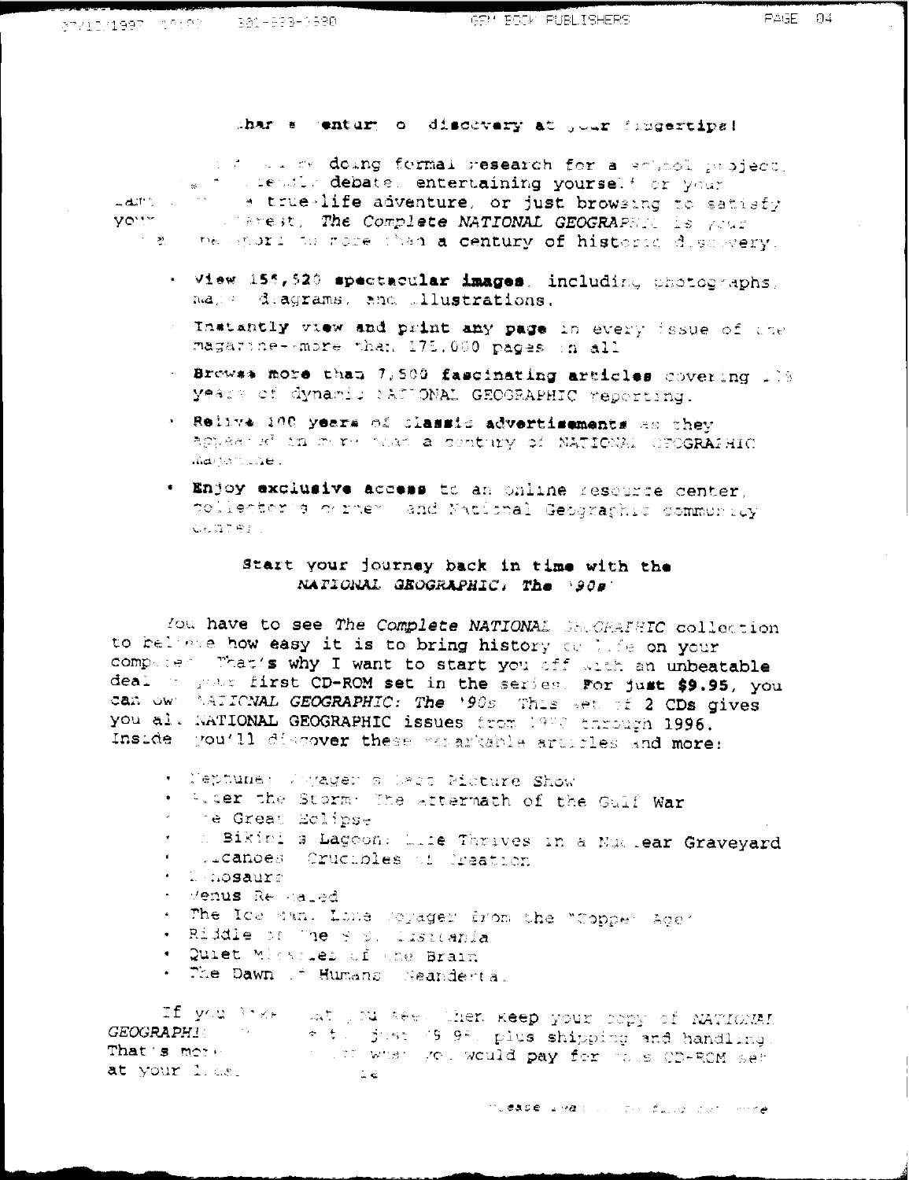**har s entur o discovery at your fingertips!**

doing formal research for a school project, debate, entertaining yourself or your a true-life adventure, or just browsing to satisfy your erest, *The Complete NATIONAL GEOGRAPHIC* is your ne portal to more than a century of historic discovery.

- **View 15*,520 spectacular images**, including photographs, maps diagrams, and illustrations.
- **Instantly view and print any page** in every issue of the magazine--more than 175,000 pages in all
- **Browse more than 7,500 fascinating articles** covering 1 9 years of dynamic NATIONAL GEOGRAPHIC reporting.
- **Relive 100 years of classic advertisements** as they appeared in more than a century of NATIONAL GEOGRAPHIC magazine.
- **Enjoy exclusive access** to an online resource center, collector's corner and National Geographic community center.

**Start your journey back in time with the *NATIONAL GEOGRAPHIC: The '90s***

You have to see *The Complete NATIONAL GEOGRAPHIC* collection to believe how easy it is to bring history to life on your computer. That's why I want to start you off with an unbeatable deal your **first CD-ROM set in the series. For just $9.95**, you can own *NATIONAL GEOGRAPHIC: The '90s*. This set of 2 CDs gives you all NATIONAL GEOGRAPHIC issues from 1990 through 1996. Inside you'll discover these remarkable articles and more:

- Neptune: Voyager's Last Picture Show
- After the Storm: The Aftermath of the Gulf War
- The Great Eclipse
- Bikini's Lagoon: Life Thrives in a Nuclear Graveyard
- Volcanoes: Crucibles of Creation
- Dinosaurs
- Venus Revealed
- The Ice Man: Lone Voyager from the "Copper Age"
- Riddle of the S.S. *Lusitania*
- Quiet Miracles of the Brain
- The Dawn of Humans: Neandertals

If you like what you see, then keep your copy of *NATIONAL GEOGRAPHIC* for just $9.95 plus shipping and handling. That's more than what you would pay for this CD-ROM set at your local

Please read on to find out more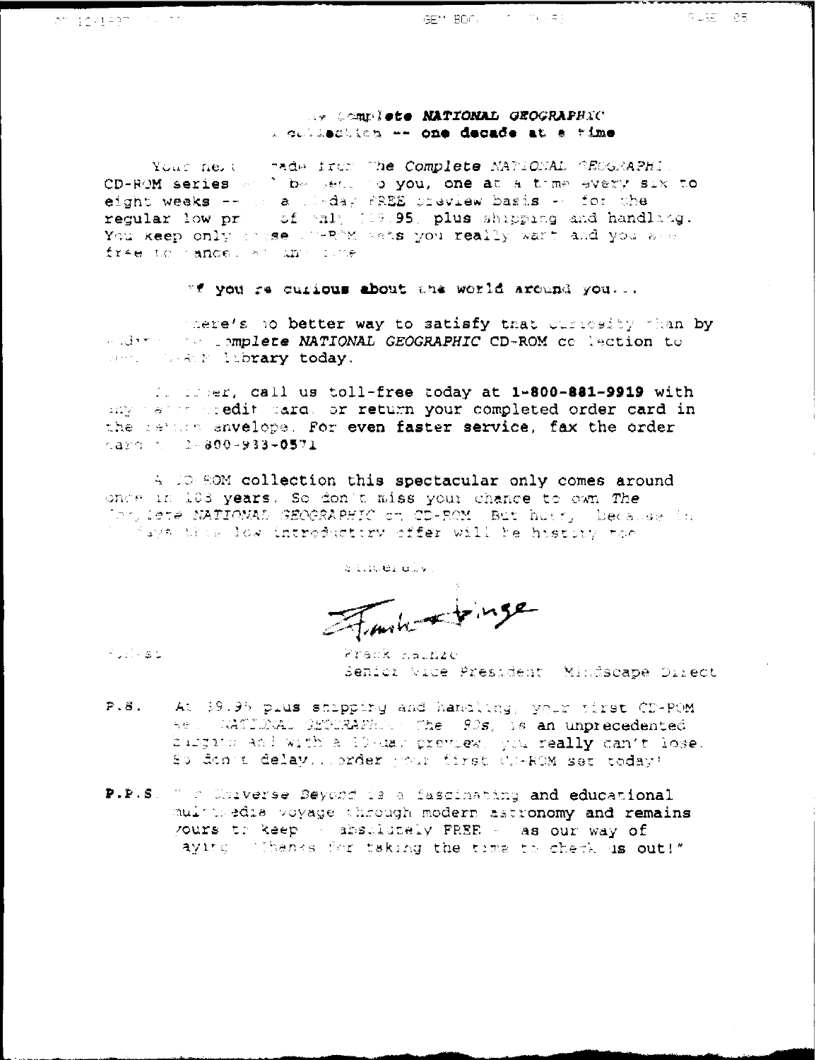**... Complete *NATIONAL GEOGRAPHIC* ... collection -- one decade at a time**

Your next ... made from The *Complete NATIONAL GEOGRAPHIC* CD-ROM series ... be sent to you, one at a time every six to eight weeks -- ... a ...-day FREE preview basis -- for the regular low pr... of only $19.95 plus shipping and handling. You keep only those CD-ROM sets you really want and you are free to cancel at any time.

**If you're curious about the world around you...**

There's no **better way to satisfy** that curiosity than by adding the *Complete NATIONAL GEOGRAPHIC* **CD-ROM co**llection to your ... **library** today.

To order, call us toll-free today at **1-800-881-9919** with any major credit card, or return your completed order card in the return envelope. For **even faster service**, fax the order card to **1-800-933-0571**

A CD-ROM **collection this spectacular only comes around** once in **108 years**. So don't miss your chance to own *The Complete NATIONAL GEOGRAPHIC* on CD-ROM. But hurry, because in ... days this low introductory offer will be history too.

Sincerely,

Frank ...

Senior Vice President Mindscape Direct

...

P.S. At $9.95 plus shipping and handling, your first CD-ROM set, NATIONAL GEOGRAPHIC: The *90s*, is an unprecedented bargain and with a 10-day preview, you really can't lose. So don't delay... order your first CD-ROM set today!

**P.P.S.** The Universe Beyond is a fascinating **and educational** multimedia voyage through modern astronomy **and remains** yours to keep -- absolutely FREE -- **as our way of** saying "Thanks for taking the time to check **us out!**"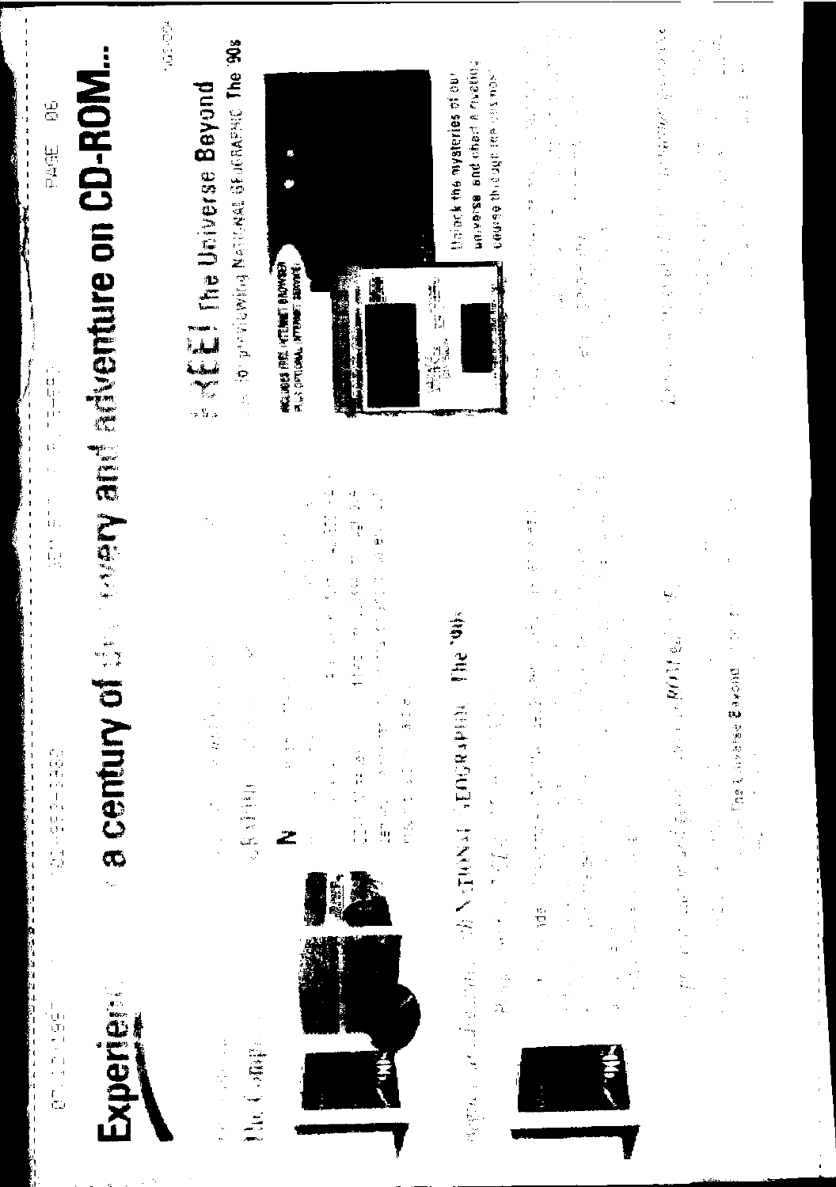# Experience a century of discovery and adventure on CD-ROM...

## FREE! The Universe Beyond

... previewing NATIONAL GEOGRAPHIC The '90s

INCLUDES FREE INTERNET BROWSER PLUS OPTIONAL INTERNET SERVICE

Unlock the mysteries of our universe and chart a course through the ...

NATIONAL GEOGRAPHIC The '90s

The Universe Beyond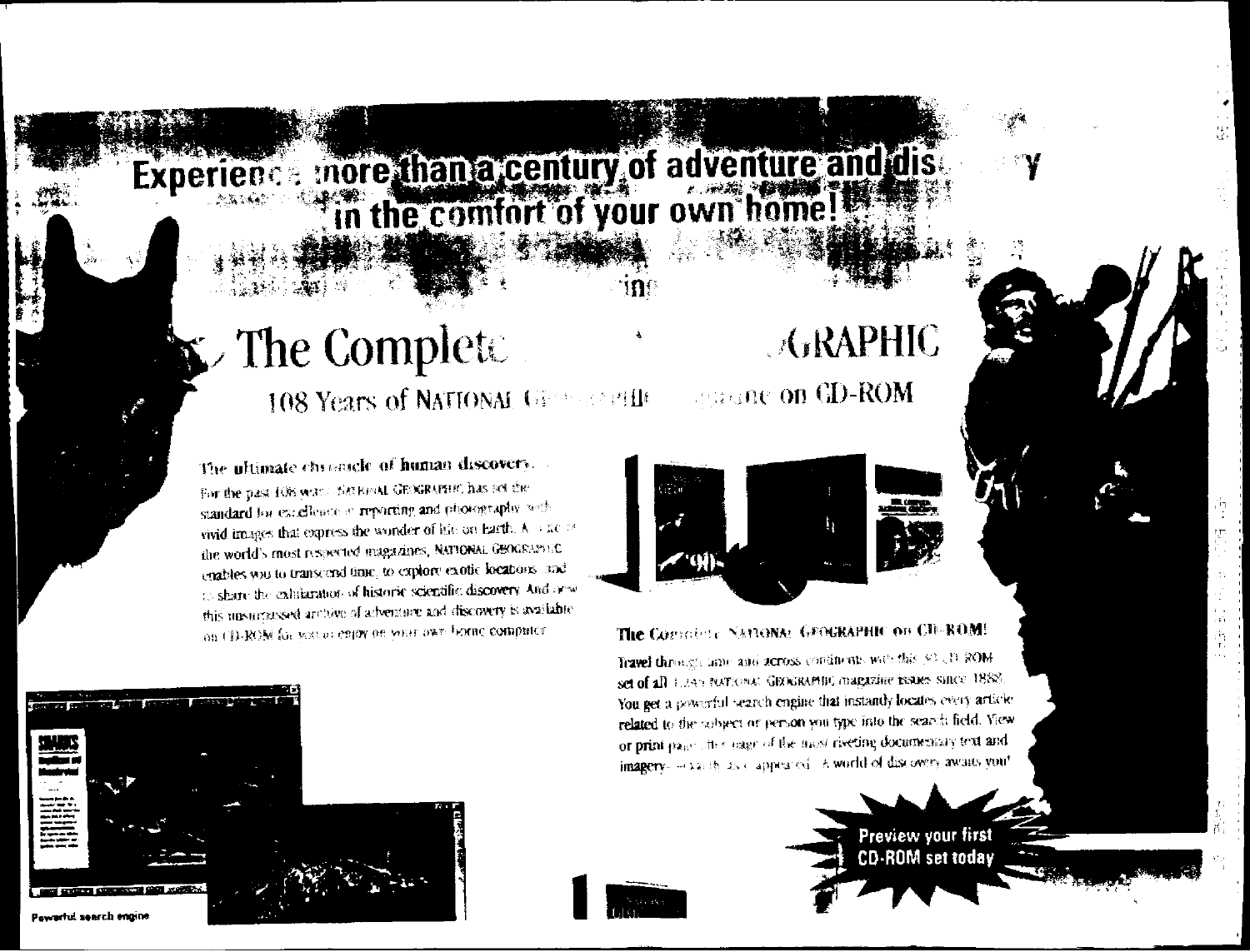# Experienc: more than a century of adventure and dis y in the comfort of your own home!

ing

# The Complet GRAPHIC

## 108 Years of NATIONAL G on CD-ROM

**The ultimate chronicle of human discovery.**

For the past 108 years NATIONAL GEOGRAPHIC has set the standard for excellence in reporting and photography with vivid images that express the wonder of life on Earth. A one of the world's most respected magazines, NATIONAL GEOGRAPHIC enables you to transcend time, to explore exotic locations and to share the exhilaration of historic scientific discovery. And now this unsurpassed archive of adventure and discovery is available on CD-ROM for you to enjoy on your own home computer.

**The Complete NATIONAL GEOGRAPHIC on CD-ROM!**

Travel through time and across continents with this CD-ROM set of all NATIONAL GEOGRAPHIC magazine issues since 1888. You get a powerful search engine that instantly locates every article related to the subject or person you type into the search field. View or print page of the most riveting documentary text and imagery appeared. A world of discovery awaits you!

**Preview your first CD-ROM set today**

Powerful search engine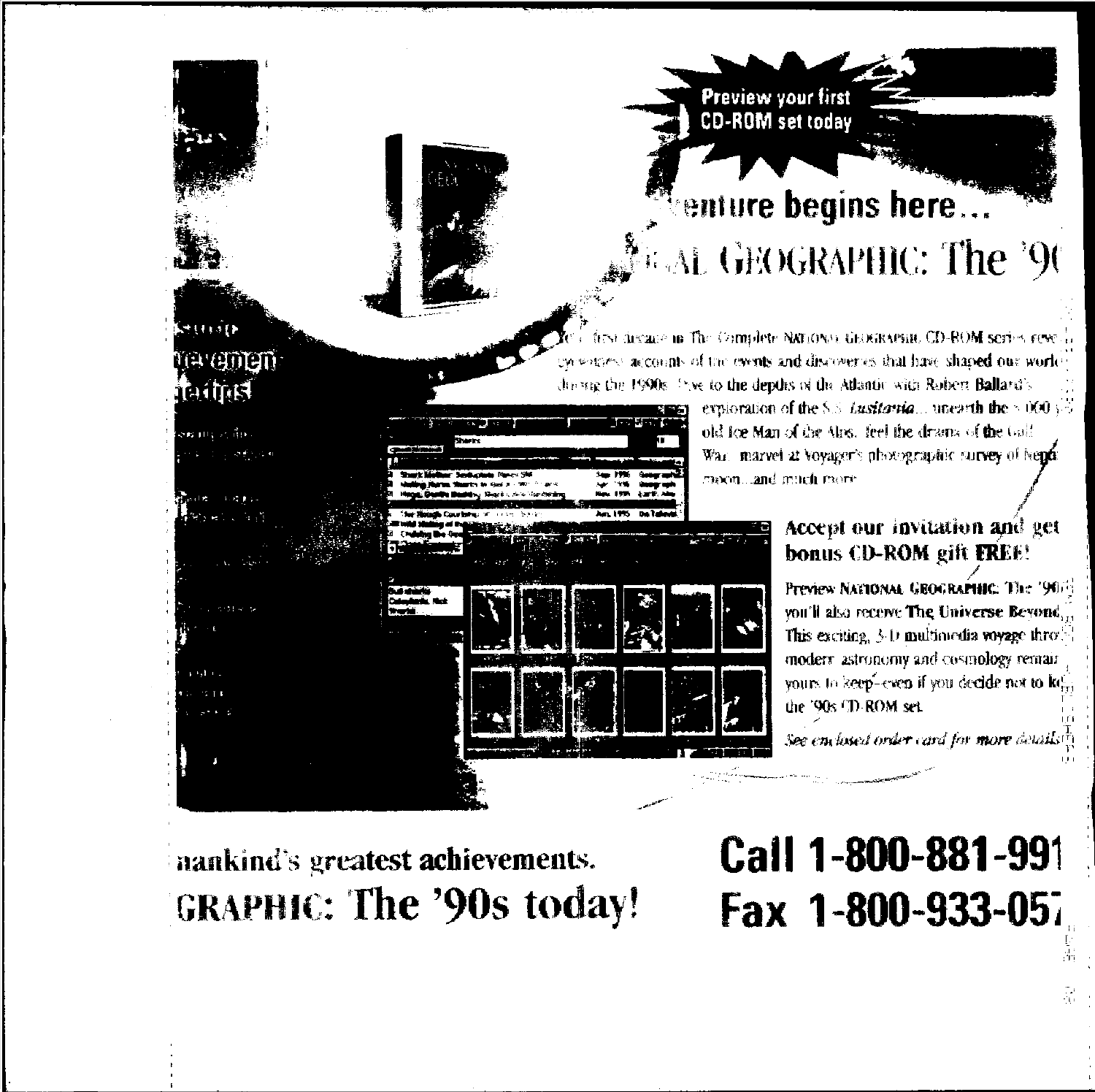Preview your first CD-ROM set today

# ...enture begins here...

## ...AL GEOGRAPHIC: The '9(

...first decade in The Complete NATIONAL GEOGRAPHIC CD-ROM series reve... eyewitness accounts of the events and discoveries that have shaped our world during the 1990s. Dive to the depths of the Atlantic with Robert Ballard's exploration of the S.S. *Lusitania*... unearth the 5,000-y... old Ice Man of the Alps... feel the drama of the Gulf War... marvel at Voyager's photographic survey of Nept... moon... and much more.

### Accept our invitation and get bonus CD-ROM gift FREE!

Preview NATIONAL GEOGRAPHIC: The '90... you'll also receive **The Universe Beyond**... This exciting, 3-D multimedia voyage thro... modern astronomy and cosmology remai... yours to keep—even if you decide not to ke... the '90s CD-ROM set.

*See enclosed order card for more details.*

...nankind's greatest achievements.
...GRAPHIC: The '90s today!

**Call 1-800-881-991...**
**Fax 1-800-933-057...**